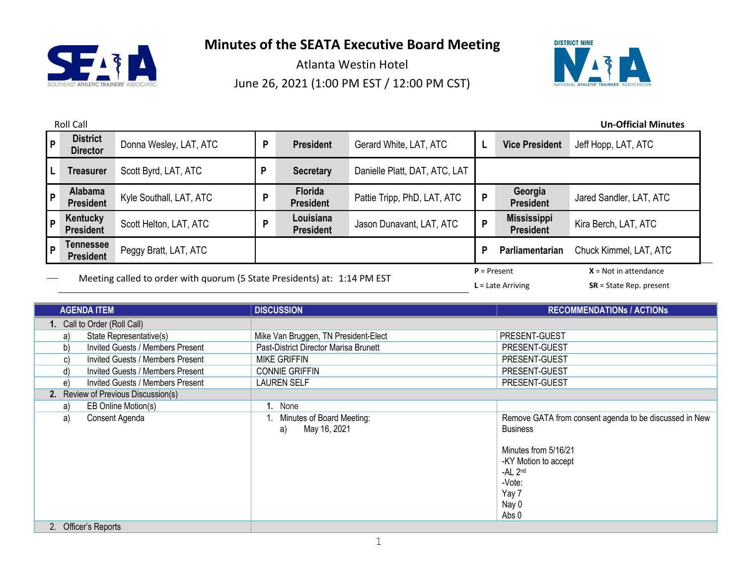# Minutes of the SEATA Executive Board Meeting

Atlanta Westin Hotel

June 26, 2021 (1:00 PM EST / 12:00 PM CST)

Roll Call

**Un-Official Minutes**

| | | | | | | | | |
|---|---|---|---|---|---|---|---|---|
| P | **District Director** | Donna Wesley, LAT, ATC | P | **President** | Gerard White, LAT, ATC | L | **Vice President** | Jeff Hopp, LAT, ATC |
| L | **Treasurer** | Scott Byrd, LAT, ATC | P | **Secretary** | Danielle Platt, DAT, ATC, LAT | | | |
| P | **Alabama President** | Kyle Southall, LAT, ATC | P | **Florida President** | Pattie Tripp, PhD, LAT, ATC | P | **Georgia President** | Jared Sandler, LAT, ATC |
| P | **Kentucky President** | Scott Helton, LAT, ATC | P | **Louisiana President** | Jason Dunavant, LAT, ATC | P | **Mississippi President** | Kira Berch, LAT, ATC |
| P | **Tennessee President** | Peggy Bratt, LAT, ATC | | | | P | **Parliamentarian** | Chuck Kimmel, LAT, ATC |

Meeting called to order with quorum (5 State Presidents) at: 1:14 PM EST

**P** = Present **X** = Not in attendance

**L** = Late Arriving **SR** = State Rep. present

| AGENDA ITEM | DISCUSSION | RECOMMENDATIONs / ACTIONS |
|---|---|---|
| **1.** Call to Order (Roll Call) | | |
| a) State Representative(s) | Mike Van Bruggen, TN President-Elect | PRESENT-GUEST |
| b) Invited Guests / Members Present | Past-District Director Marisa Brunett | PRESENT-GUEST |
| c) Invited Guests / Members Present | MIKE GRIFFIN | PRESENT-GUEST |
| d) Invited Guests / Members Present | CONNIE GRIFFIN | PRESENT-GUEST |
| e) Invited Guests / Members Present | LAUREN SELF | PRESENT-GUEST |
| **2.** Review of Previous Discussion(s) | | |
| a) EB Online Motion(s) | **1.** None | |
| a) Consent Agenda | 1. Minutes of Board Meeting:<br>a) May 16, 2021 | Remove GATA from consent agenda to be discussed in New Business<br><br>Minutes from 5/16/21<br>-KY Motion to accept<br>-AL 2nd<br>-Vote:<br>Yay 7<br>Nay 0<br>Abs 0 |
| 2. Officer's Reports | | |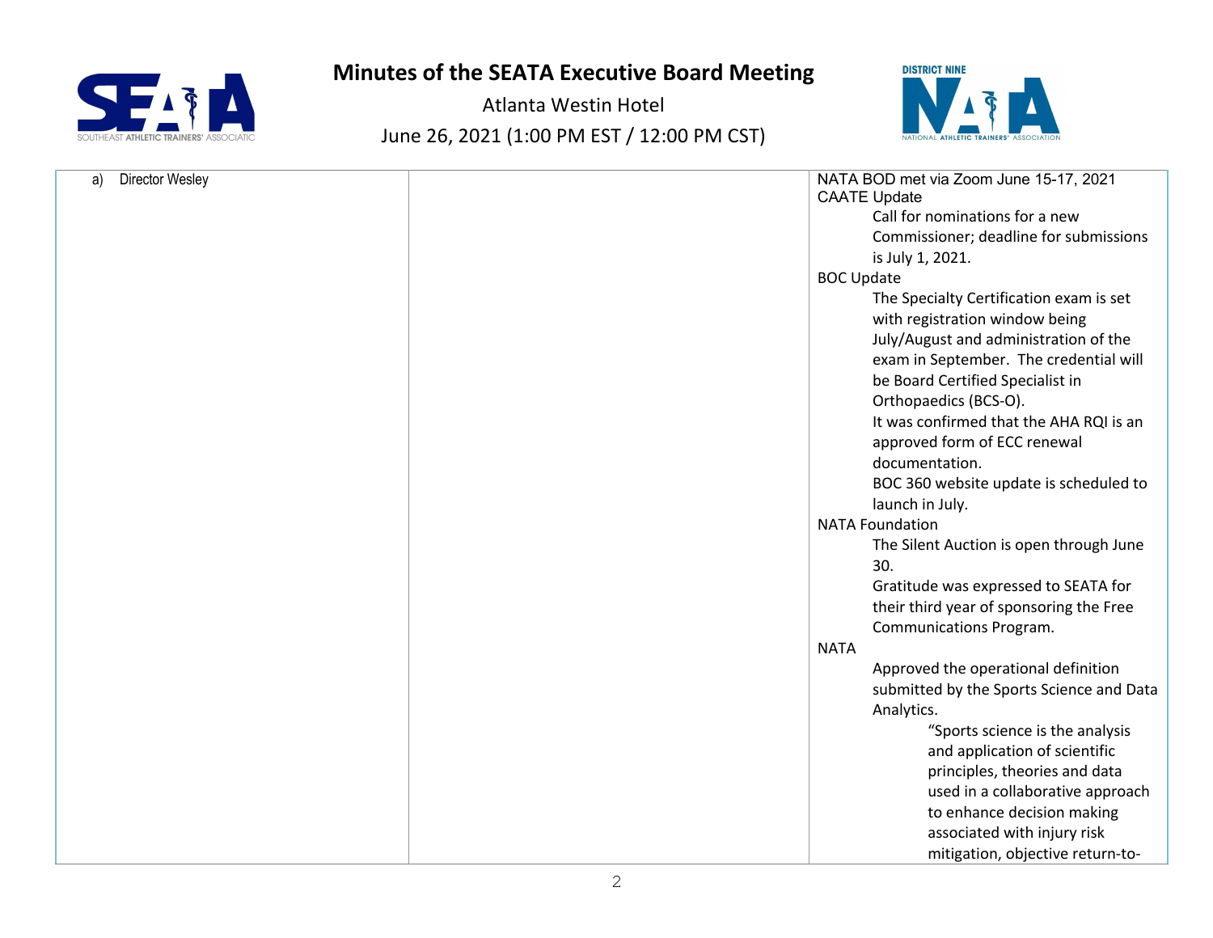| a) Director Wesley | | NATA BOD met via Zoom June 15-17, 2021<br>CAATE Update<br>Call for nominations for a new Commissioner; deadline for submissions is July 1, 2021.<br>BOC Update<br>The Specialty Certification exam is set with registration window being July/August and administration of the exam in September. The credential will be Board Certified Specialist in Orthopaedics (BCS-O).<br>It was confirmed that the AHA RQI is an approved form of ECC renewal documentation.<br>BOC 360 website update is scheduled to launch in July.<br>NATA Foundation<br>The Silent Auction is open through June 30.<br>Gratitude was expressed to SEATA for their third year of sponsoring the Free Communications Program.<br>NATA<br>Approved the operational definition submitted by the Sports Science and Data Analytics.<br>"Sports science is the analysis and application of scientific principles, theories and data used in a collaborative approach to enhance decision making associated with injury risk mitigation, objective return-to- |
|---|---|---|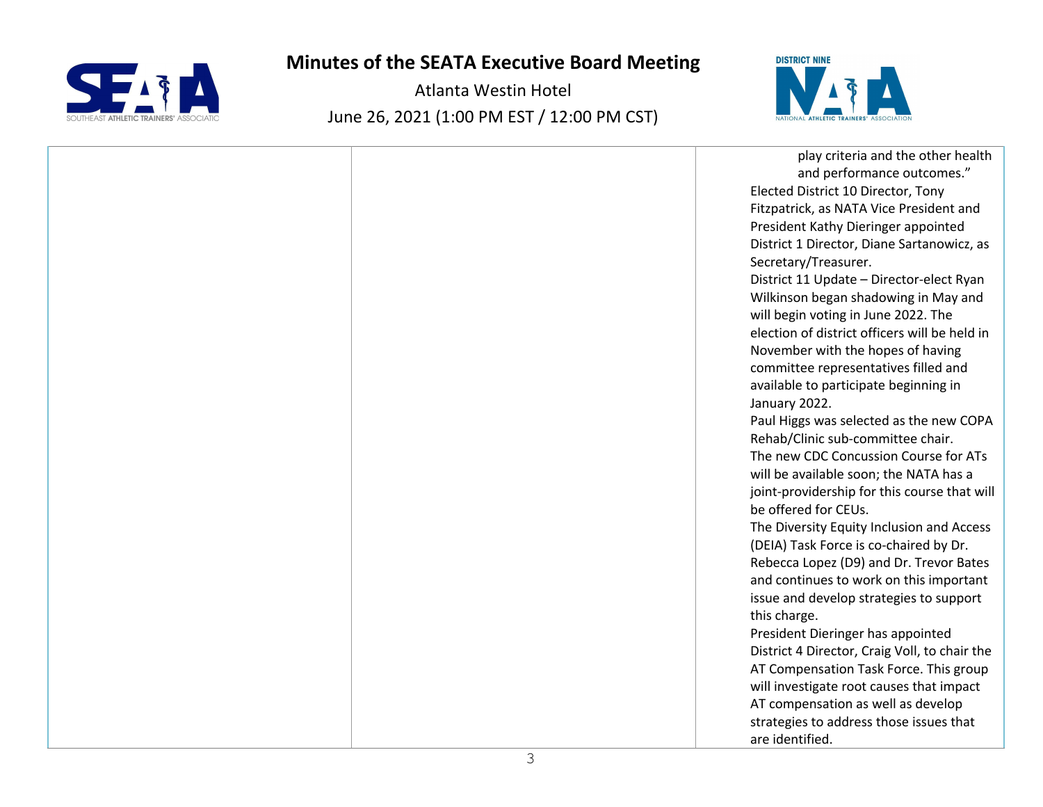| | | play criteria and the other health and performance outcomes."<br>Elected District 10 Director, Tony Fitzpatrick, as NATA Vice President and President Kathy Dieringer appointed District 1 Director, Diane Sartanowicz, as Secretary/Treasurer.<br>District 11 Update – Director-elect Ryan Wilkinson began shadowing in May and will begin voting in June 2022. The election of district officers will be held in November with the hopes of having committee representatives filled and available to participate beginning in January 2022.<br>Paul Higgs was selected as the new COPA Rehab/Clinic sub-committee chair.<br>The new CDC Concussion Course for ATs will be available soon; the NATA has a joint-providership for this course that will be offered for CEUs.<br>The Diversity Equity Inclusion and Access (DEIA) Task Force is co-chaired by Dr. Rebecca Lopez (D9) and Dr. Trevor Bates and continues to work on this important issue and develop strategies to support this charge.<br>President Dieringer has appointed District 4 Director, Craig Voll, to chair the AT Compensation Task Force. This group will investigate root causes that impact AT compensation as well as develop strategies to address those issues that are identified. |
|---|---|---|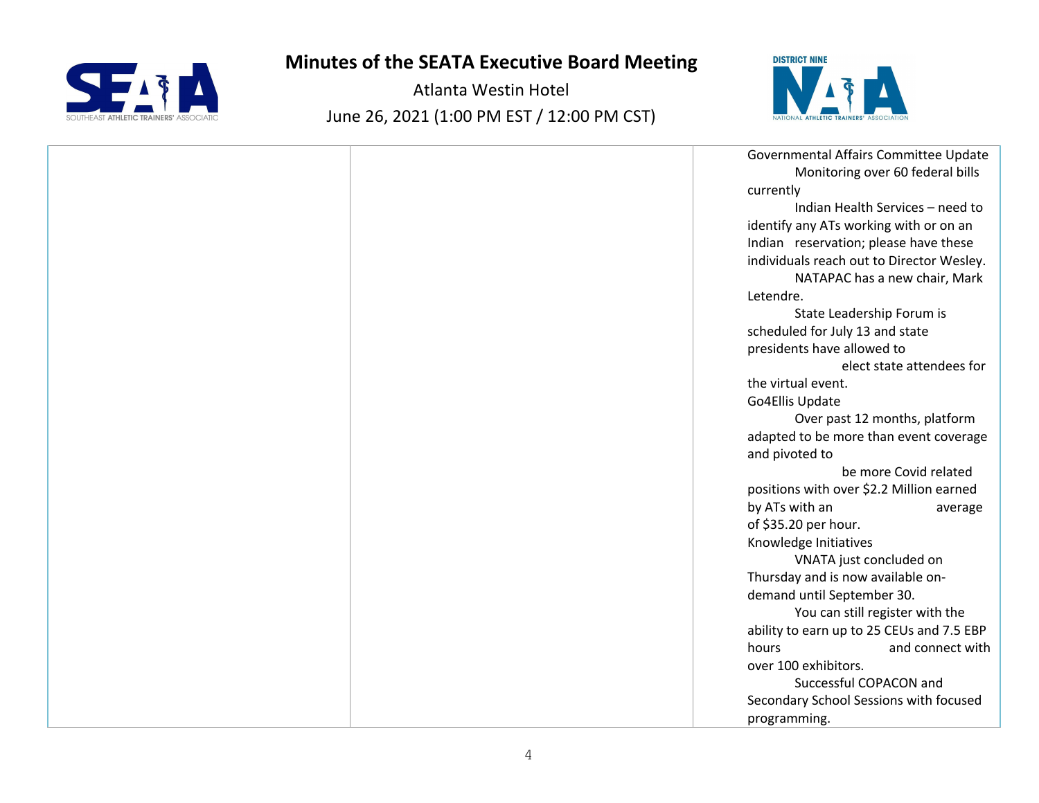| | | Governmental Affairs Committee Update<br>Monitoring over 60 federal bills currently<br>Indian Health Services – need to identify any ATs working with or on an Indian reservation; please have these individuals reach out to Director Wesley.<br>NATAPAC has a new chair, Mark Letendre.<br>State Leadership Forum is scheduled for July 13 and state presidents have allowed to elect state attendees for the virtual event.<br>Go4Ellis Update<br>Over past 12 months, platform adapted to be more than event coverage and pivoted to be more Covid related positions with over $2.2 Million earned by ATs with an average of $35.20 per hour.<br>Knowledge Initiatives<br>VNATA just concluded on Thursday and is now available on-demand until September 30.<br>You can still register with the ability to earn up to 25 CEUs and 7.5 EBP hours and connect with over 100 exhibitors.<br>Successful COPACON and Secondary School Sessions with focused programming. |
|---|---|---|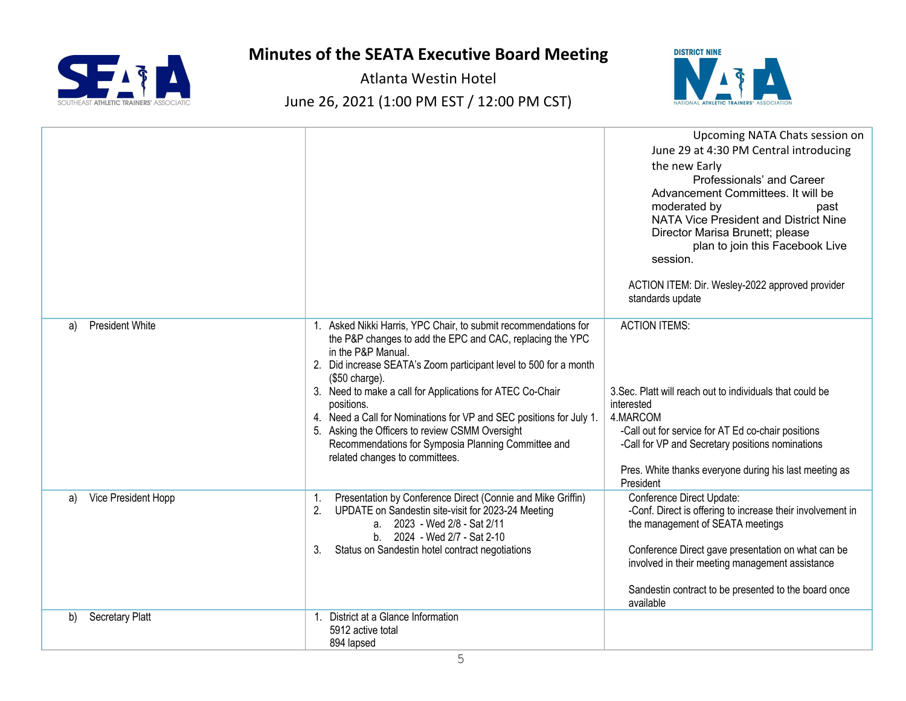# Minutes of the SEATA Executive Board Meeting

Atlanta Westin Hotel

June 26, 2021 (1:00 PM EST / 12:00 PM CST)

| | | |
|---|---|---|
| | | Upcoming NATA Chats session on June 29 at 4:30 PM Central introducing the new Early Professionals' and Career Advancement Committees. It will be moderated by past NATA Vice President and District Nine Director Marisa Brunett; please plan to join this Facebook Live session.<br><br>ACTION ITEM: Dir. Wesley-2022 approved provider standards update |
| a) President White | 1. Asked Nikki Harris, YPC Chair, to submit recommendations for the P&P changes to add the EPC and CAC, replacing the YPC in the P&P Manual.<br>2. Did increase SEATA's Zoom participant level to 500 for a month ($50 charge).<br>3. Need to make a call for Applications for ATEC Co-Chair positions.<br>4. Need a Call for Nominations for VP and SEC positions for July 1.<br>5. Asking the Officers to review CSMM Oversight Recommendations for Symposia Planning Committee and related changes to committees. | ACTION ITEMS:<br><br>3.Sec. Platt will reach out to individuals that could be interested<br>4.MARCOM<br>-Call out for service for AT Ed co-chair positions<br>-Call for VP and Secretary positions nominations<br><br>Pres. White thanks everyone during his last meeting as President |
| a) Vice President Hopp | 1. Presentation by Conference Direct (Connie and Mike Griffin)<br>2. UPDATE on Sandestin site-visit for 2023-24 Meeting<br>a. 2023 - Wed 2/8 - Sat 2/11<br>b. 2024 - Wed 2/7 - Sat 2-10<br>3. Status on Sandestin hotel contract negotiations | Conference Direct Update:<br>-Conf. Direct is offering to increase their involvement in the management of SEATA meetings<br><br>Conference Direct gave presentation on what can be involved in their meeting management assistance<br><br>Sandestin contract to be presented to the board once available |
| b) Secretary Platt | 1. District at a Glance Information<br>5912 active total<br>894 lapsed | |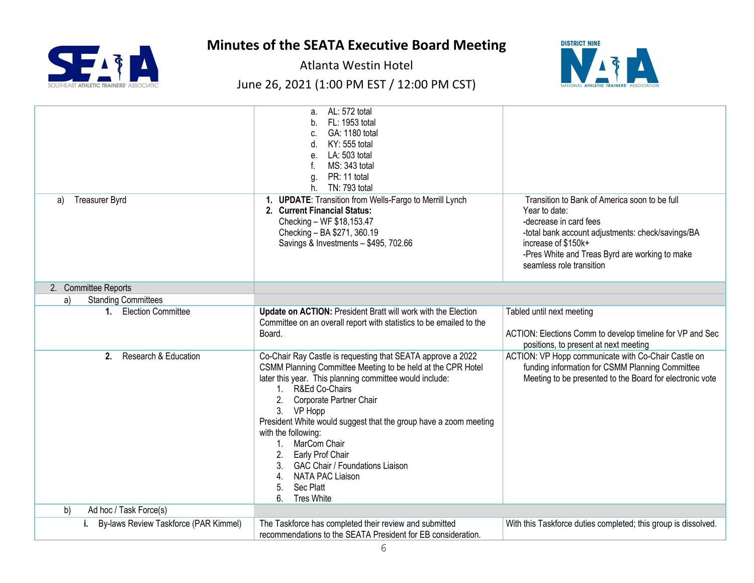# Minutes of the SEATA Executive Board Meeting

Atlanta Westin Hotel

June 26, 2021 (1:00 PM EST / 12:00 PM CST)

| | | |
|---|---|---|
| | a. AL: 572 total<br>b. FL: 1953 total<br>c. GA: 1180 total<br>d. KY: 555 total<br>e. LA: 503 total<br>f. MS: 343 total<br>g. PR: 11 total<br>h. TN: 793 total | |
| a) Treasurer Byrd | 1. **UPDATE**: Transition from Wells-Fargo to Merrill Lynch<br>2. **Current Financial Status:**<br>Checking – WF $18,153.47<br>Checking – BA $271, 360.19<br>Savings & Investments – $495, 702.66 | Transition to Bank of America soon to be full<br>Year to date:<br>-decrease in card fees<br>-total bank account adjustments: check/savings/BA increase of $150k+<br>-Pres White and Treas Byrd are working to make seamless role transition |
| 2. Committee Reports | | |
| a) Standing Committees | | |
| **1.** Election Committee | **Update on ACTION:** President Bratt will work with the Election Committee on an overall report with statistics to be emailed to the Board. | Tabled until next meeting<br><br>ACTION: Elections Comm to develop timeline for VP and Sec positions, to present at next meeting |
| **2.** Research & Education | Co-Chair Ray Castle is requesting that SEATA approve a 2022 CSMM Planning Committee Meeting to be held at the CPR Hotel later this year. This planning committee would include:<br>1. R&Ed Co-Chairs<br>2. Corporate Partner Chair<br>3. VP Hopp<br>President White would suggest that the group have a zoom meeting with the following:<br>1. MarCom Chair<br>2. Early Prof Chair<br>3. GAC Chair / Foundations Liaison<br>4. NATA PAC Liaison<br>5. Sec Platt<br>6. Tres White | ACTION: VP Hopp communicate with Co-Chair Castle on funding information for CSMM Planning Committee Meeting to be presented to the Board for electronic vote |
| b) Ad hoc / Task Force(s) | | |
| **i.** By-laws Review Taskforce (PAR Kimmel) | The Taskforce has completed their review and submitted recommendations to the SEATA President for EB consideration. | With this Taskforce duties completed; this group is dissolved. |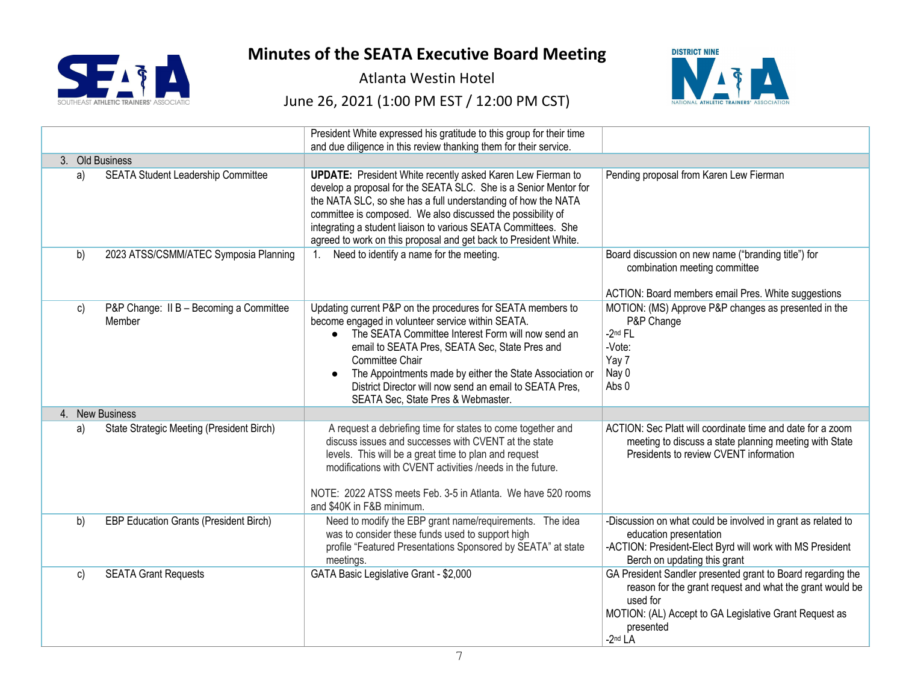# Minutes of the SEATA Executive Board Meeting

Atlanta Westin Hotel

June 26, 2021 (1:00 PM EST / 12:00 PM CST)

| | | |
|---|---|---|
| | President White expressed his gratitude to this group for their time and due diligence in this review thanking them for their service. | |
| 3. Old Business | | |
| a) SEATA Student Leadership Committee | **UPDATE:** President White recently asked Karen Lew Fierman to develop a proposal for the SEATA SLC. She is a Senior Mentor for the NATA SLC, so she has a full understanding of how the NATA committee is composed. We also discussed the possibility of integrating a student liaison to various SEATA Committees. She agreed to work on this proposal and get back to President White. | Pending proposal from Karen Lew Fierman |
| b) 2023 ATSS/CSMM/ATEC Symposia Planning | 1. Need to identify a name for the meeting. | Board discussion on new name ("branding title") for combination meeting committee<br><br>ACTION: Board members email Pres. White suggestions |
| c) P&P Change: II B – Becoming a Committee Member | Updating current P&P on the procedures for SEATA members to become engaged in volunteer service within SEATA.<br>● The SEATA Committee Interest Form will now send an email to SEATA Pres, SEATA Sec, State Pres and Committee Chair<br>● The Appointments made by either the State Association or District Director will now send an email to SEATA Pres, SEATA Sec, State Pres & Webmaster. | MOTION: (MS) Approve P&P changes as presented in the P&P Change<br>-2nd FL<br>-Vote:<br>Yay 7<br>Nay 0<br>Abs 0 |
| 4. New Business | | |
| a) State Strategic Meeting (President Birch) | A request a debriefing time for states to come together and discuss issues and successes with CVENT at the state levels. This will be a great time to plan and request modifications with CVENT activities /needs in the future.<br><br>NOTE: 2022 ATSS meets Feb. 3-5 in Atlanta. We have 520 rooms and $40K in F&B minimum. | ACTION: Sec Platt will coordinate time and date for a zoom meeting to discuss a state planning meeting with State Presidents to review CVENT information |
| b) EBP Education Grants (President Birch) | Need to modify the EBP grant name/requirements. The idea was to consider these funds used to support high profile "Featured Presentations Sponsored by SEATA" at state meetings. | -Discussion on what could be involved in grant as related to education presentation<br>-ACTION: President-Elect Byrd will work with MS President Berch on updating this grant |
| c) SEATA Grant Requests | GATA Basic Legislative Grant - $2,000 | GA President Sandler presented grant to Board regarding the reason for the grant request and what the grant would be used for<br>MOTION: (AL) Accept to GA Legislative Grant Request as presented<br>-2nd LA |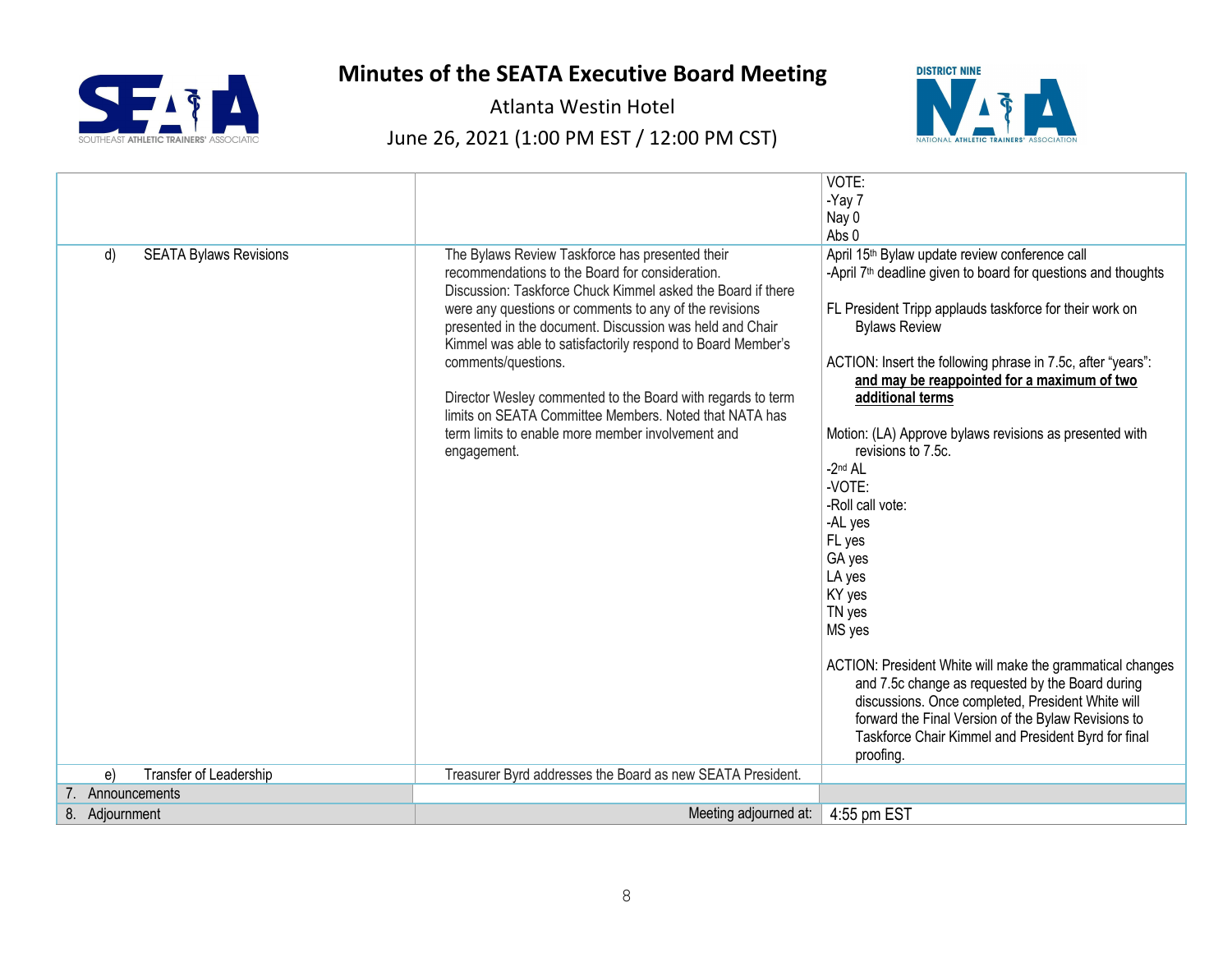# Minutes of the SEATA Executive Board Meeting

Atlanta Westin Hotel

June 26, 2021 (1:00 PM EST / 12:00 PM CST)

| | | |
|---|---|---|
| | | VOTE:<br>-Yay 7<br>Nay 0<br>Abs 0 |
| d) SEATA Bylaws Revisions | The Bylaws Review Taskforce has presented their recommendations to the Board for consideration.<br>Discussion: Taskforce Chuck Kimmel asked the Board if there were any questions or comments to any of the revisions presented in the document. Discussion was held and Chair Kimmel was able to satisfactorily respond to Board Member's comments/questions.<br><br>Director Wesley commented to the Board with regards to term limits on SEATA Committee Members. Noted that NATA has term limits to enable more member involvement and engagement. | April 15th Bylaw update review conference call<br>-April 7th deadline given to board for questions and thoughts<br><br>FL President Tripp applauds taskforce for their work on Bylaws Review<br><br>ACTION: Insert the following phrase in 7.5c, after "years": **and may be reappointed for a maximum of two additional terms**<br><br>Motion: (LA) Approve bylaws revisions as presented with revisions to 7.5c.<br>-2nd AL<br>-VOTE:<br>-Roll call vote:<br>-AL yes<br>FL yes<br>GA yes<br>LA yes<br>KY yes<br>TN yes<br>MS yes<br><br>ACTION: President White will make the grammatical changes and 7.5c change as requested by the Board during discussions. Once completed, President White will forward the Final Version of the Bylaw Revisions to Taskforce Chair Kimmel and President Byrd for final proofing. |
| e) Transfer of Leadership | Treasurer Byrd addresses the Board as new SEATA President. | |
| 7. Announcements | | |
| 8. Adjournment | Meeting adjourned at: | 4:55 pm EST |